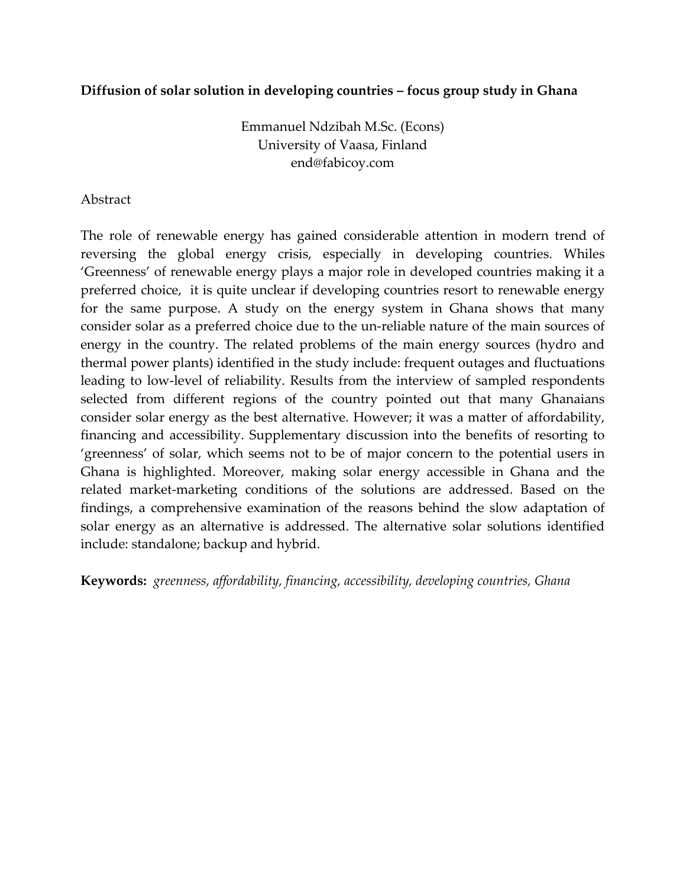**Diffusion of solar solution in developing countries – focus group study in Ghana**

Emmanuel Ndzibah M.Sc. (Econs)
University of Vaasa, Finland
end@fabicoy.com

Abstract

The role of renewable energy has gained considerable attention in modern trend of reversing the global energy crisis, especially in developing countries. Whiles 'Greenness' of renewable energy plays a major role in developed countries making it a preferred choice, it is quite unclear if developing countries resort to renewable energy for the same purpose. A study on the energy system in Ghana shows that many consider solar as a preferred choice due to the un-reliable nature of the main sources of energy in the country. The related problems of the main energy sources (hydro and thermal power plants) identified in the study include: frequent outages and fluctuations leading to low-level of reliability. Results from the interview of sampled respondents selected from different regions of the country pointed out that many Ghanaians consider solar energy as the best alternative. However; it was a matter of affordability, financing and accessibility. Supplementary discussion into the benefits of resorting to 'greenness' of solar, which seems not to be of major concern to the potential users in Ghana is highlighted. Moreover, making solar energy accessible in Ghana and the related market-marketing conditions of the solutions are addressed. Based on the findings, a comprehensive examination of the reasons behind the slow adaptation of solar energy as an alternative is addressed. The alternative solar solutions identified include: standalone; backup and hybrid.

**Keywords:** *greenness, affordability, financing, accessibility, developing countries, Ghana*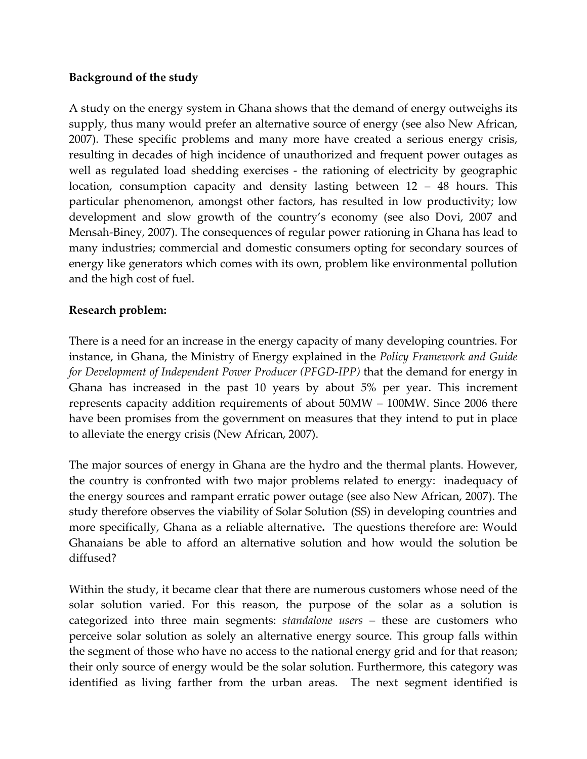**Background of the study**

A study on the energy system in Ghana shows that the demand of energy outweighs its supply, thus many would prefer an alternative source of energy (see also New African, 2007). These specific problems and many more have created a serious energy crisis, resulting in decades of high incidence of unauthorized and frequent power outages as well as regulated load shedding exercises - the rationing of electricity by geographic location, consumption capacity and density lasting between 12 – 48 hours. This particular phenomenon, amongst other factors, has resulted in low productivity; low development and slow growth of the country's economy (see also Dovi, 2007 and Mensah-Biney, 2007). The consequences of regular power rationing in Ghana has lead to many industries; commercial and domestic consumers opting for secondary sources of energy like generators which comes with its own, problem like environmental pollution and the high cost of fuel.

**Research problem:**

There is a need for an increase in the energy capacity of many developing countries. For instance, in Ghana, the Ministry of Energy explained in the *Policy Framework and Guide for Development of Independent Power Producer (PFGD-IPP)* that the demand for energy in Ghana has increased in the past 10 years by about 5% per year. This increment represents capacity addition requirements of about 50MW – 100MW. Since 2006 there have been promises from the government on measures that they intend to put in place to alleviate the energy crisis (New African, 2007).

The major sources of energy in Ghana are the hydro and the thermal plants. However, the country is confronted with two major problems related to energy: inadequacy of the energy sources and rampant erratic power outage (see also New African, 2007). The study therefore observes the viability of Solar Solution (SS) in developing countries and more specifically, Ghana as a reliable alternative**.** The questions therefore are: Would Ghanaians be able to afford an alternative solution and how would the solution be diffused?

Within the study, it became clear that there are numerous customers whose need of the solar solution varied. For this reason, the purpose of the solar as a solution is categorized into three main segments: *standalone users* – these are customers who perceive solar solution as solely an alternative energy source. This group falls within the segment of those who have no access to the national energy grid and for that reason; their only source of energy would be the solar solution. Furthermore, this category was identified as living farther from the urban areas. The next segment identified is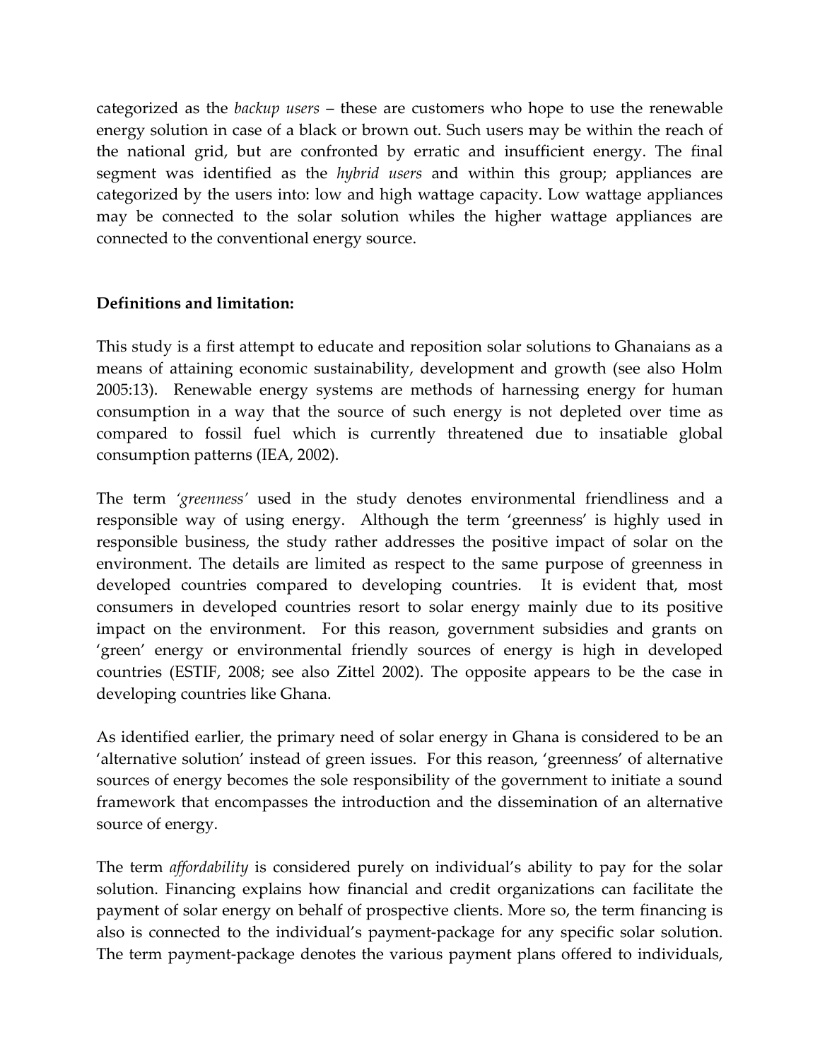categorized as the *backup users* – these are customers who hope to use the renewable energy solution in case of a black or brown out. Such users may be within the reach of the national grid, but are confronted by erratic and insufficient energy. The final segment was identified as the *hybrid users* and within this group; appliances are categorized by the users into: low and high wattage capacity. Low wattage appliances may be connected to the solar solution whiles the higher wattage appliances are connected to the conventional energy source.

**Definitions and limitation:**

This study is a first attempt to educate and reposition solar solutions to Ghanaians as a means of attaining economic sustainability, development and growth (see also Holm 2005:13). Renewable energy systems are methods of harnessing energy for human consumption in a way that the source of such energy is not depleted over time as compared to fossil fuel which is currently threatened due to insatiable global consumption patterns (IEA, 2002).

The term *'greenness'* used in the study denotes environmental friendliness and a responsible way of using energy. Although the term 'greenness' is highly used in responsible business, the study rather addresses the positive impact of solar on the environment. The details are limited as respect to the same purpose of greenness in developed countries compared to developing countries. It is evident that, most consumers in developed countries resort to solar energy mainly due to its positive impact on the environment. For this reason, government subsidies and grants on 'green' energy or environmental friendly sources of energy is high in developed countries (ESTIF, 2008; see also Zittel 2002). The opposite appears to be the case in developing countries like Ghana.

As identified earlier, the primary need of solar energy in Ghana is considered to be an 'alternative solution' instead of green issues. For this reason, 'greenness' of alternative sources of energy becomes the sole responsibility of the government to initiate a sound framework that encompasses the introduction and the dissemination of an alternative source of energy.

The term *affordability* is considered purely on individual's ability to pay for the solar solution. Financing explains how financial and credit organizations can facilitate the payment of solar energy on behalf of prospective clients. More so, the term financing is also is connected to the individual's payment-package for any specific solar solution. The term payment-package denotes the various payment plans offered to individuals,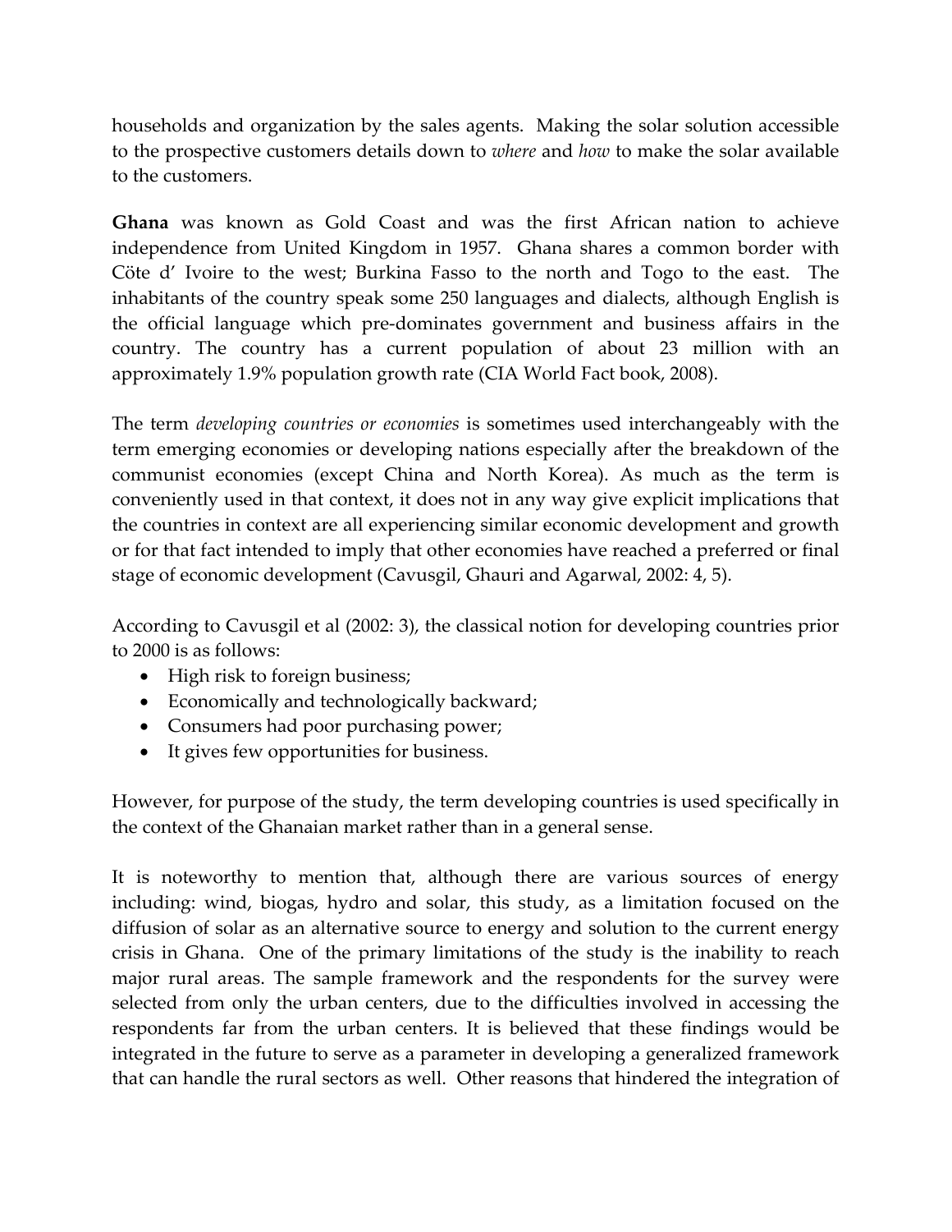households and organization by the sales agents. Making the solar solution accessible to the prospective customers details down to *where* and *how* to make the solar available to the customers.

**Ghana** was known as Gold Coast and was the first African nation to achieve independence from United Kingdom in 1957. Ghana shares a common border with Cöte d' Ivoire to the west; Burkina Fasso to the north and Togo to the east. The inhabitants of the country speak some 250 languages and dialects, although English is the official language which pre-dominates government and business affairs in the country. The country has a current population of about 23 million with an approximately 1.9% population growth rate (CIA World Fact book, 2008).

The term *developing countries or economies* is sometimes used interchangeably with the term emerging economies or developing nations especially after the breakdown of the communist economies (except China and North Korea). As much as the term is conveniently used in that context, it does not in any way give explicit implications that the countries in context are all experiencing similar economic development and growth or for that fact intended to imply that other economies have reached a preferred or final stage of economic development (Cavusgil, Ghauri and Agarwal, 2002: 4, 5).

According to Cavusgil et al (2002: 3), the classical notion for developing countries prior to 2000 is as follows:

- High risk to foreign business;
- Economically and technologically backward;
- Consumers had poor purchasing power;
- It gives few opportunities for business.

However, for purpose of the study, the term developing countries is used specifically in the context of the Ghanaian market rather than in a general sense.

It is noteworthy to mention that, although there are various sources of energy including: wind, biogas, hydro and solar, this study, as a limitation focused on the diffusion of solar as an alternative source to energy and solution to the current energy crisis in Ghana. One of the primary limitations of the study is the inability to reach major rural areas. The sample framework and the respondents for the survey were selected from only the urban centers, due to the difficulties involved in accessing the respondents far from the urban centers. It is believed that these findings would be integrated in the future to serve as a parameter in developing a generalized framework that can handle the rural sectors as well. Other reasons that hindered the integration of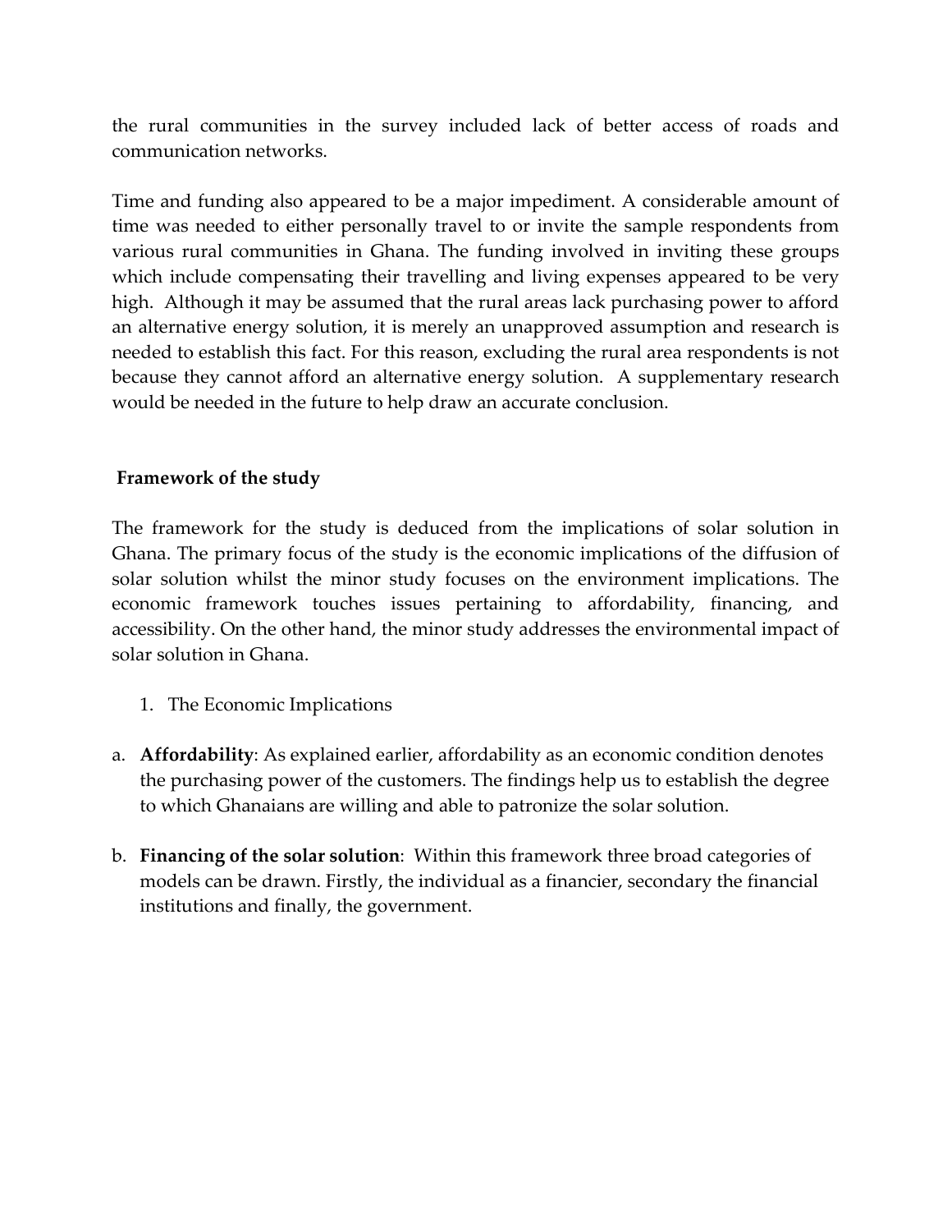the rural communities in the survey included lack of better access of roads and communication networks.

Time and funding also appeared to be a major impediment. A considerable amount of time was needed to either personally travel to or invite the sample respondents from various rural communities in Ghana. The funding involved in inviting these groups which include compensating their travelling and living expenses appeared to be very high. Although it may be assumed that the rural areas lack purchasing power to afford an alternative energy solution, it is merely an unapproved assumption and research is needed to establish this fact. For this reason, excluding the rural area respondents is not because they cannot afford an alternative energy solution. A supplementary research would be needed in the future to help draw an accurate conclusion.

## Framework of the study

The framework for the study is deduced from the implications of solar solution in Ghana. The primary focus of the study is the economic implications of the diffusion of solar solution whilst the minor study focuses on the environment implications. The economic framework touches issues pertaining to affordability, financing, and accessibility. On the other hand, the minor study addresses the environmental impact of solar solution in Ghana.

1. The Economic Implications

a. **Affordability**: As explained earlier, affordability as an economic condition denotes the purchasing power of the customers. The findings help us to establish the degree to which Ghanaians are willing and able to patronize the solar solution.

b. **Financing of the solar solution**: Within this framework three broad categories of models can be drawn. Firstly, the individual as a financier, secondary the financial institutions and finally, the government.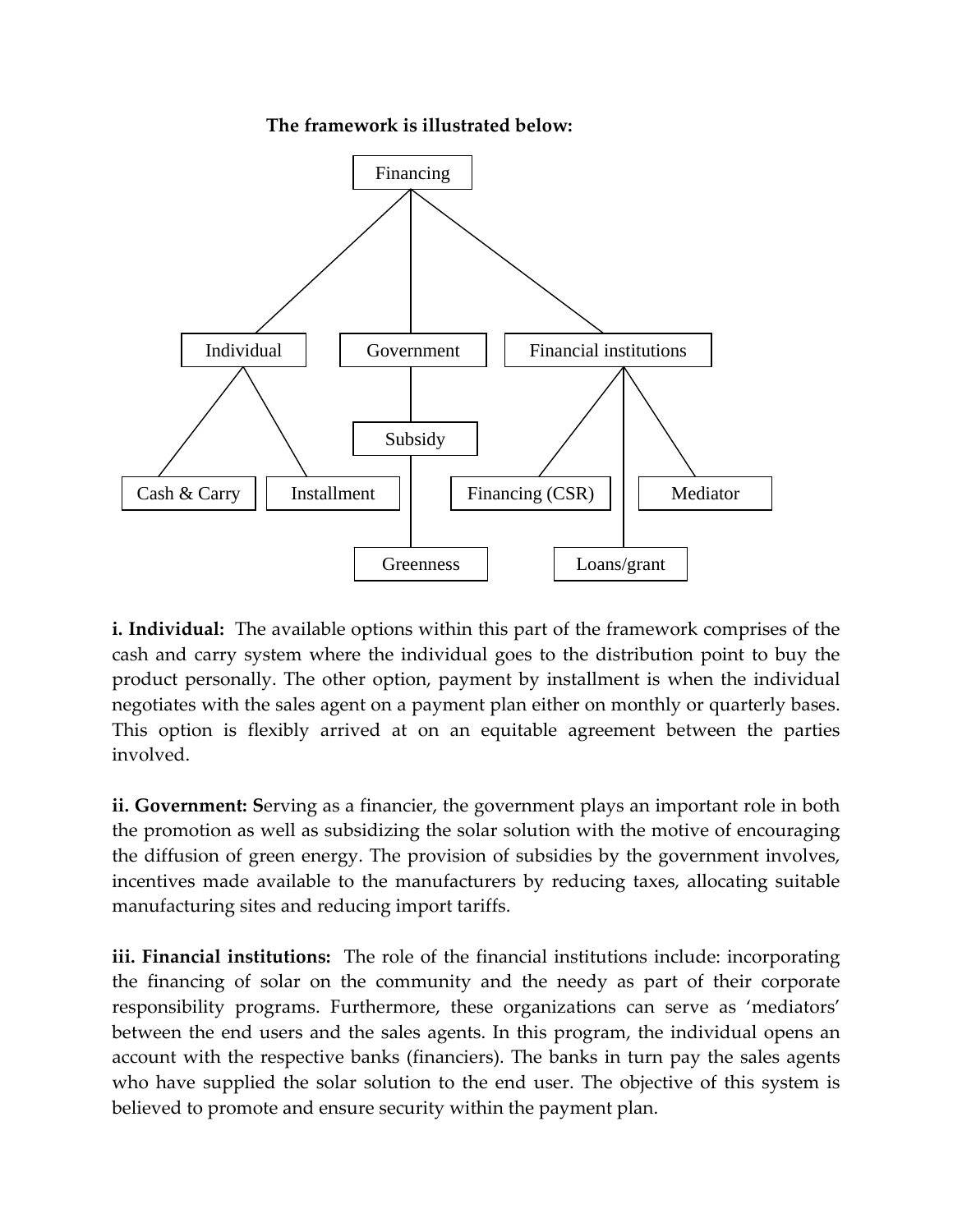**The framework is illustrated below:**

Financing

Individual | Government | Financial institutions

Cash & Carry | Installment | Subsidy | Greenness | Financing (CSR) | Loans/grant | Mediator

**i. Individual:** The available options within this part of the framework comprises of the cash and carry system where the individual goes to the distribution point to buy the product personally. The other option, payment by installment is when the individual negotiates with the sales agent on a payment plan either on monthly or quarterly bases. This option is flexibly arrived at on an equitable agreement between the parties involved.

**ii. Government: S**erving as a financier, the government plays an important role in both the promotion as well as subsidizing the solar solution with the motive of encouraging the diffusion of green energy. The provision of subsidies by the government involves, incentives made available to the manufacturers by reducing taxes, allocating suitable manufacturing sites and reducing import tariffs.

**iii. Financial institutions:** The role of the financial institutions include: incorporating the financing of solar on the community and the needy as part of their corporate responsibility programs. Furthermore, these organizations can serve as 'mediators' between the end users and the sales agents. In this program, the individual opens an account with the respective banks (financiers). The banks in turn pay the sales agents who have supplied the solar solution to the end user. The objective of this system is believed to promote and ensure security within the payment plan.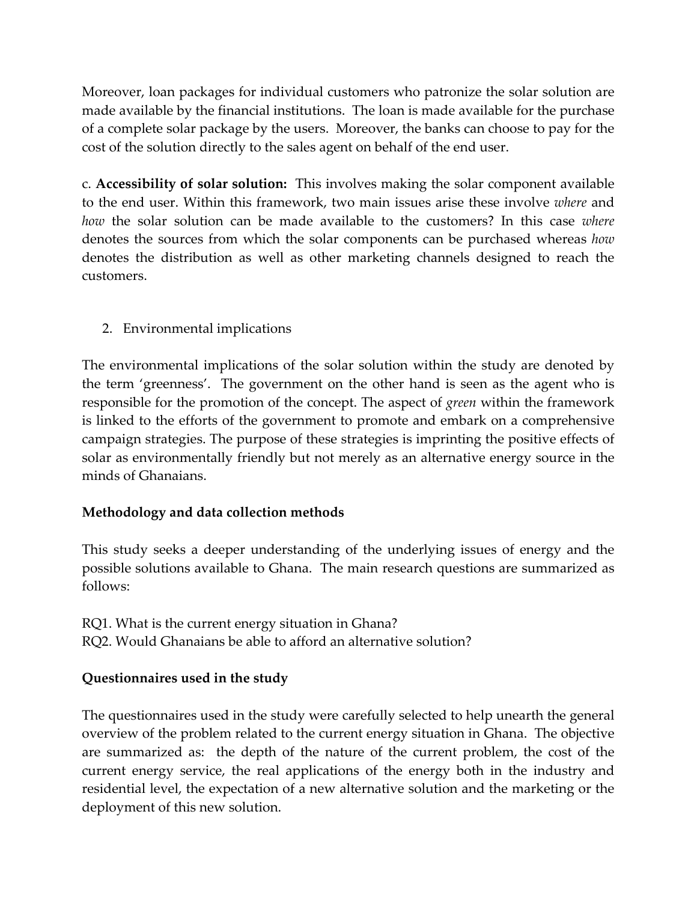Moreover, loan packages for individual customers who patronize the solar solution are made available by the financial institutions. The loan is made available for the purchase of a complete solar package by the users. Moreover, the banks can choose to pay for the cost of the solution directly to the sales agent on behalf of the end user.

c. **Accessibility of solar solution:** This involves making the solar component available to the end user. Within this framework, two main issues arise these involve *where* and *how* the solar solution can be made available to the customers? In this case *where* denotes the sources from which the solar components can be purchased whereas *how* denotes the distribution as well as other marketing channels designed to reach the customers.

2. Environmental implications

The environmental implications of the solar solution within the study are denoted by the term 'greenness'. The government on the other hand is seen as the agent who is responsible for the promotion of the concept. The aspect of *green* within the framework is linked to the efforts of the government to promote and embark on a comprehensive campaign strategies. The purpose of these strategies is imprinting the positive effects of solar as environmentally friendly but not merely as an alternative energy source in the minds of Ghanaians.

**Methodology and data collection methods**

This study seeks a deeper understanding of the underlying issues of energy and the possible solutions available to Ghana. The main research questions are summarized as follows:

RQ1. What is the current energy situation in Ghana?
RQ2. Would Ghanaians be able to afford an alternative solution?

**Questionnaires used in the study**

The questionnaires used in the study were carefully selected to help unearth the general overview of the problem related to the current energy situation in Ghana. The objective are summarized as: the depth of the nature of the current problem, the cost of the current energy service, the real applications of the energy both in the industry and residential level, the expectation of a new alternative solution and the marketing or the deployment of this new solution.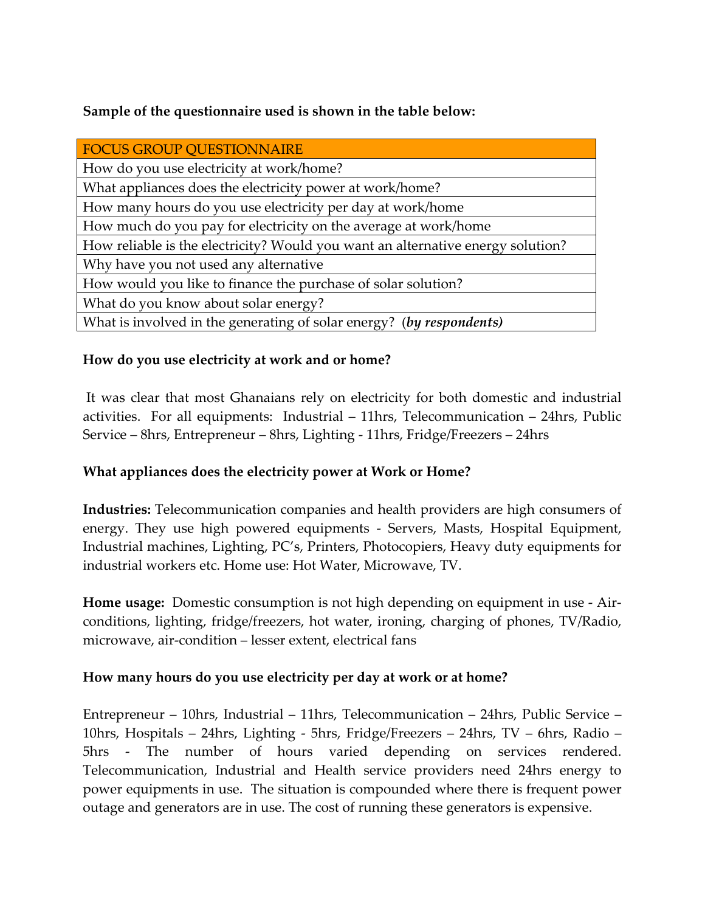**Sample of the questionnaire used is shown in the table below:**

| FOCUS GROUP QUESTIONNAIRE |
|---|
| How do you use electricity at work/home? |
| What appliances does the electricity power at work/home? |
| How many hours do you use electricity per day at work/home |
| How much do you pay for electricity on the average at work/home |
| How reliable is the electricity? Would you want an alternative energy solution? |
| Why have you not used any alternative |
| How would you like to finance the purchase of solar solution? |
| What do you know about solar energy? |
| What is involved in the generating of solar energy? (***by respondents)*** |

**How do you use electricity at work and or home?**

It was clear that most Ghanaians rely on electricity for both domestic and industrial activities. For all equipments: Industrial – 11hrs, Telecommunication – 24hrs, Public Service – 8hrs, Entrepreneur – 8hrs, Lighting - 11hrs, Fridge/Freezers – 24hrs

**What appliances does the electricity power at Work or Home?**

**Industries:** Telecommunication companies and health providers are high consumers of energy. They use high powered equipments - Servers, Masts, Hospital Equipment, Industrial machines, Lighting, PC's, Printers, Photocopiers, Heavy duty equipments for industrial workers etc. Home use: Hot Water, Microwave, TV.

**Home usage:** Domestic consumption is not high depending on equipment in use - Air-conditions, lighting, fridge/freezers, hot water, ironing, charging of phones, TV/Radio, microwave, air-condition – lesser extent, electrical fans

**How many hours do you use electricity per day at work or at home?**

Entrepreneur – 10hrs, Industrial – 11hrs, Telecommunication – 24hrs, Public Service – 10hrs, Hospitals – 24hrs, Lighting - 5hrs, Fridge/Freezers – 24hrs, TV – 6hrs, Radio – 5hrs - The number of hours varied depending on services rendered. Telecommunication, Industrial and Health service providers need 24hrs energy to power equipments in use. The situation is compounded where there is frequent power outage and generators are in use. The cost of running these generators is expensive.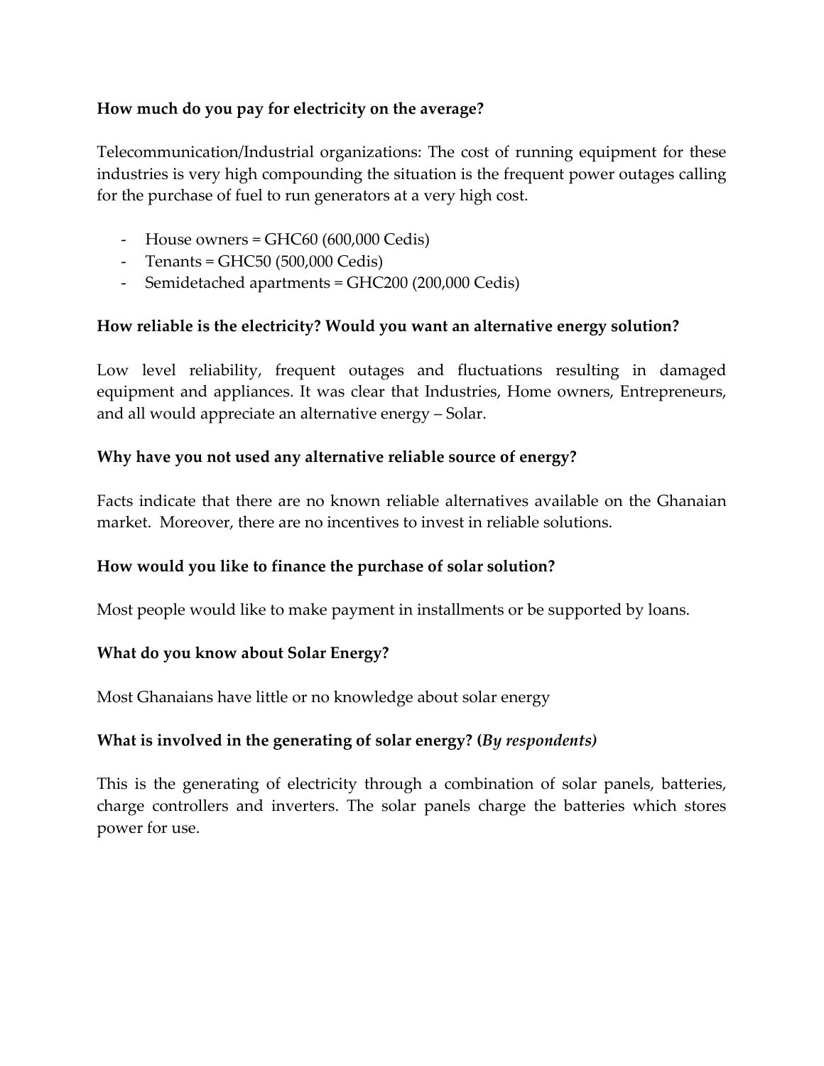**How much do you pay for electricity on the average?**

Telecommunication/Industrial organizations: The cost of running equipment for these industries is very high compounding the situation is the frequent power outages calling for the purchase of fuel to run generators at a very high cost.

- House owners = GHC60 (600,000 Cedis)
- Tenants = GHC50 (500,000 Cedis)
- Semidetached apartments = GHC200 (200,000 Cedis)

**How reliable is the electricity? Would you want an alternative energy solution?**

Low level reliability, frequent outages and fluctuations resulting in damaged equipment and appliances. It was clear that Industries, Home owners, Entrepreneurs, and all would appreciate an alternative energy – Solar.

**Why have you not used any alternative reliable source of energy?**

Facts indicate that there are no known reliable alternatives available on the Ghanaian market. Moreover, there are no incentives to invest in reliable solutions.

**How would you like to finance the purchase of solar solution?**

Most people would like to make payment in installments or be supported by loans.

**What do you know about Solar Energy?**

Most Ghanaians have little or no knowledge about solar energy

**What is involved in the generating of solar energy? (*By respondents)***

This is the generating of electricity through a combination of solar panels, batteries, charge controllers and inverters. The solar panels charge the batteries which stores power for use.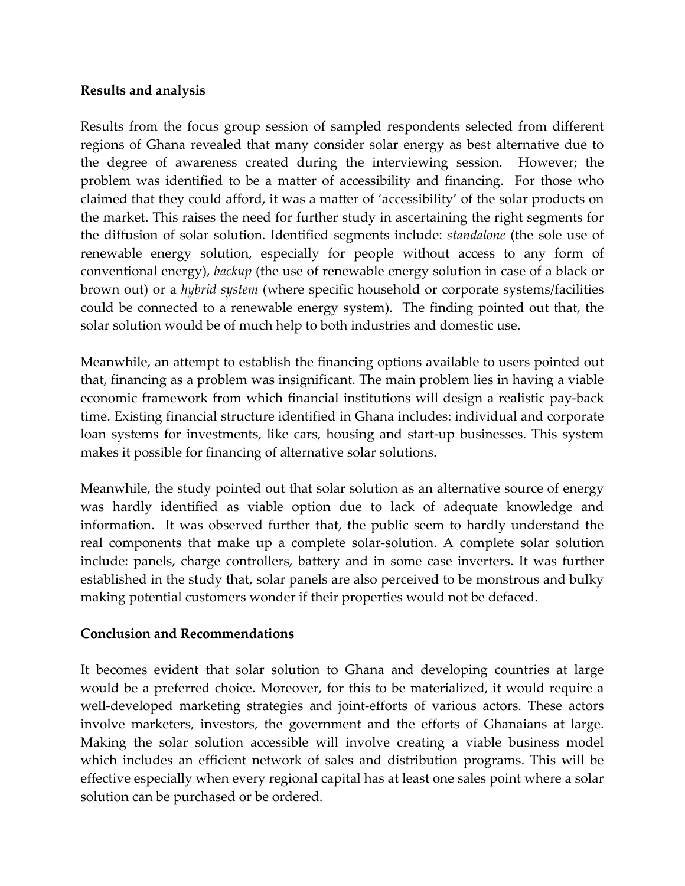## Results and analysis

Results from the focus group session of sampled respondents selected from different regions of Ghana revealed that many consider solar energy as best alternative due to the degree of awareness created during the interviewing session. However; the problem was identified to be a matter of accessibility and financing. For those who claimed that they could afford, it was a matter of 'accessibility' of the solar products on the market. This raises the need for further study in ascertaining the right segments for the diffusion of solar solution. Identified segments include: *standalone* (the sole use of renewable energy solution, especially for people without access to any form of conventional energy), *backup* (the use of renewable energy solution in case of a black or brown out) or a *hybrid system* (where specific household or corporate systems/facilities could be connected to a renewable energy system). The finding pointed out that, the solar solution would be of much help to both industries and domestic use.

Meanwhile, an attempt to establish the financing options available to users pointed out that, financing as a problem was insignificant. The main problem lies in having a viable economic framework from which financial institutions will design a realistic pay-back time. Existing financial structure identified in Ghana includes: individual and corporate loan systems for investments, like cars, housing and start-up businesses. This system makes it possible for financing of alternative solar solutions.

Meanwhile, the study pointed out that solar solution as an alternative source of energy was hardly identified as viable option due to lack of adequate knowledge and information. It was observed further that, the public seem to hardly understand the real components that make up a complete solar-solution. A complete solar solution include: panels, charge controllers, battery and in some case inverters. It was further established in the study that, solar panels are also perceived to be monstrous and bulky making potential customers wonder if their properties would not be defaced.

## Conclusion and Recommendations

It becomes evident that solar solution to Ghana and developing countries at large would be a preferred choice. Moreover, for this to be materialized, it would require a well-developed marketing strategies and joint-efforts of various actors. These actors involve marketers, investors, the government and the efforts of Ghanaians at large. Making the solar solution accessible will involve creating a viable business model which includes an efficient network of sales and distribution programs. This will be effective especially when every regional capital has at least one sales point where a solar solution can be purchased or be ordered.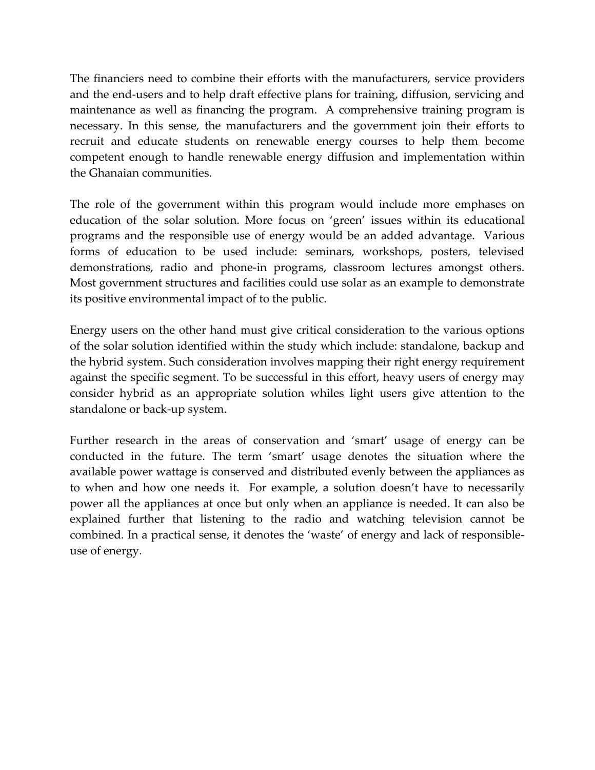The financiers need to combine their efforts with the manufacturers, service providers and the end-users and to help draft effective plans for training, diffusion, servicing and maintenance as well as financing the program. A comprehensive training program is necessary. In this sense, the manufacturers and the government join their efforts to recruit and educate students on renewable energy courses to help them become competent enough to handle renewable energy diffusion and implementation within the Ghanaian communities.

The role of the government within this program would include more emphases on education of the solar solution. More focus on 'green' issues within its educational programs and the responsible use of energy would be an added advantage. Various forms of education to be used include: seminars, workshops, posters, televised demonstrations, radio and phone-in programs, classroom lectures amongst others. Most government structures and facilities could use solar as an example to demonstrate its positive environmental impact of to the public.

Energy users on the other hand must give critical consideration to the various options of the solar solution identified within the study which include: standalone, backup and the hybrid system. Such consideration involves mapping their right energy requirement against the specific segment. To be successful in this effort, heavy users of energy may consider hybrid as an appropriate solution whiles light users give attention to the standalone or back-up system.

Further research in the areas of conservation and 'smart' usage of energy can be conducted in the future. The term 'smart' usage denotes the situation where the available power wattage is conserved and distributed evenly between the appliances as to when and how one needs it. For example, a solution doesn't have to necessarily power all the appliances at once but only when an appliance is needed. It can also be explained further that listening to the radio and watching television cannot be combined. In a practical sense, it denotes the 'waste' of energy and lack of responsible-use of energy.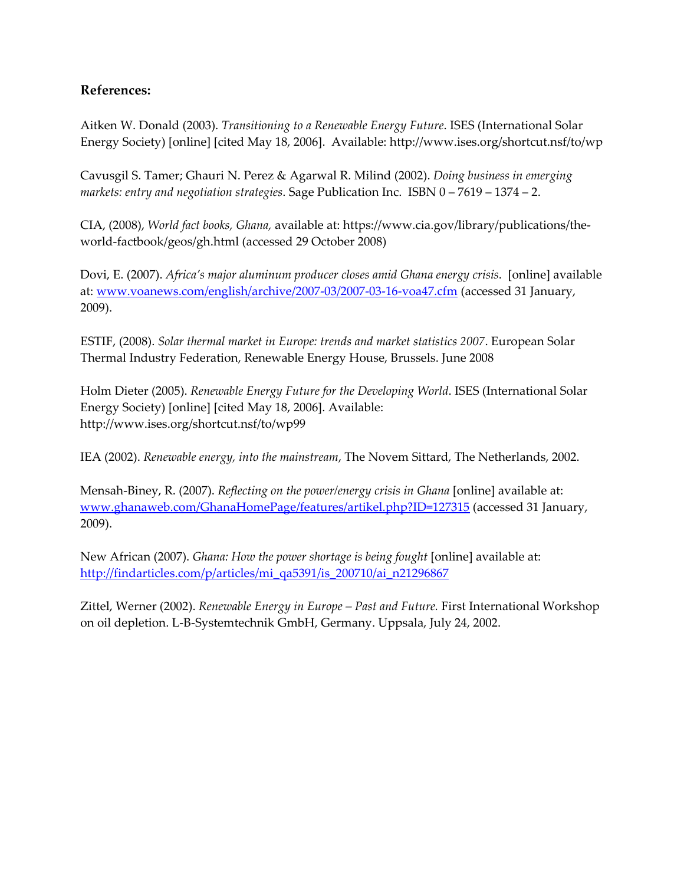## References:

Aitken W. Donald (2003). *Transitioning to a Renewable Energy Future*. ISES (International Solar Energy Society) [online] [cited May 18, 2006]. Available: http://www.ises.org/shortcut.nsf/to/wp

Cavusgil S. Tamer; Ghauri N. Perez & Agarwal R. Milind (2002). *Doing business in emerging markets: entry and negotiation strategies*. Sage Publication Inc. ISBN 0 – 7619 – 1374 – 2.

CIA, (2008), *World fact books, Ghana,* available at: https://www.cia.gov/library/publications/the-world-factbook/geos/gh.html (accessed 29 October 2008)

Dovi, E. (2007). *Africa's major aluminum producer closes amid Ghana energy crisis*. [online] available at: www.voanews.com/english/archive/2007-03/2007-03-16-voa47.cfm (accessed 31 January, 2009).

ESTIF, (2008). *Solar thermal market in Europe: trends and market statistics 2007*. European Solar Thermal Industry Federation, Renewable Energy House, Brussels. June 2008

Holm Dieter (2005). *Renewable Energy Future for the Developing World*. ISES (International Solar Energy Society) [online] [cited May 18, 2006]. Available: http://www.ises.org/shortcut.nsf/to/wp99

IEA (2002). *Renewable energy, into the mainstream*, The Novem Sittard, The Netherlands, 2002.

Mensah-Biney, R. (2007). *Reflecting on the power/energy crisis in Ghana* [online] available at: www.ghanaweb.com/GhanaHomePage/features/artikel.php?ID=127315 (accessed 31 January, 2009).

New African (2007). *Ghana: How the power shortage is being fought* [online] available at: http://findarticles.com/p/articles/mi_qa5391/is_200710/ai_n21296867

Zittel, Werner (2002). *Renewable Energy in Europe – Past and Future.* First International Workshop on oil depletion. L-B-Systemtechnik GmbH, Germany. Uppsala, July 24, 2002.